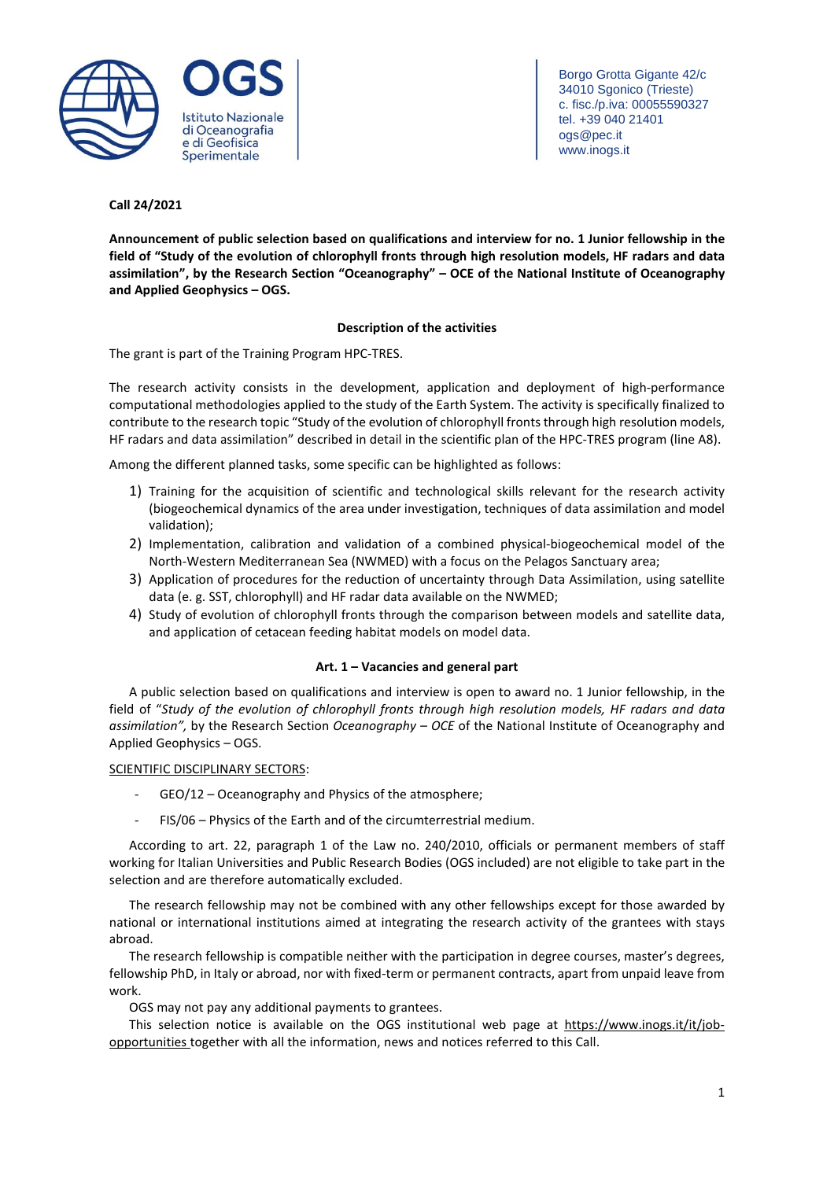Borgo Grotta Gigante 42/c
34010 Sgonico (Trieste)
c. fisc./p.iva: 00055590327
tel. +39 040 21401
ogs@pec.it
www.inogs.it

**Call 24/2021**

**Announcement of public selection based on qualifications and interview for no. 1 Junior fellowship in the field of "Study of the evolution of chlorophyll fronts through high resolution models, HF radars and data assimilation", by the Research Section "Oceanography" – OCE of the National Institute of Oceanography and Applied Geophysics – OGS.**

## Description of the activities

The grant is part of the Training Program HPC-TRES.

The research activity consists in the development, application and deployment of high-performance computational methodologies applied to the study of the Earth System. The activity is specifically finalized to contribute to the research topic "Study of the evolution of chlorophyll fronts through high resolution models, HF radars and data assimilation" described in detail in the scientific plan of the HPC-TRES program (line A8).

Among the different planned tasks, some specific can be highlighted as follows:

1) Training for the acquisition of scientific and technological skills relevant for the research activity (biogeochemical dynamics of the area under investigation, techniques of data assimilation and model validation);
2) Implementation, calibration and validation of a combined physical-biogeochemical model of the North-Western Mediterranean Sea (NWMED) with a focus on the Pelagos Sanctuary area;
3) Application of procedures for the reduction of uncertainty through Data Assimilation, using satellite data (e. g. SST, chlorophyll) and HF radar data available on the NWMED;
4) Study of evolution of chlorophyll fronts through the comparison between models and satellite data, and application of cetacean feeding habitat models on model data.

## Art. 1 – Vacancies and general part

A public selection based on qualifications and interview is open to award no. 1 Junior fellowship, in the field of "*Study of the evolution of chlorophyll fronts through high resolution models, HF radars and data assimilation",* by the Research Section *Oceanography – OCE* of the National Institute of Oceanography and Applied Geophysics – OGS.

SCIENTIFIC DISCIPLINARY SECTORS:

- GEO/12 – Oceanography and Physics of the atmosphere;
- FIS/06 – Physics of the Earth and of the circumterrestrial medium.

According to art. 22, paragraph 1 of the Law no. 240/2010, officials or permanent members of staff working for Italian Universities and Public Research Bodies (OGS included) are not eligible to take part in the selection and are therefore automatically excluded.

The research fellowship may not be combined with any other fellowships except for those awarded by national or international institutions aimed at integrating the research activity of the grantees with stays abroad.

The research fellowship is compatible neither with the participation in degree courses, master's degrees, fellowship PhD, in Italy or abroad, nor with fixed-term or permanent contracts, apart from unpaid leave from work.

OGS may not pay any additional payments to grantees.

This selection notice is available on the OGS institutional web page at https://www.inogs.it/it/job-opportunities together with all the information, news and notices referred to this Call.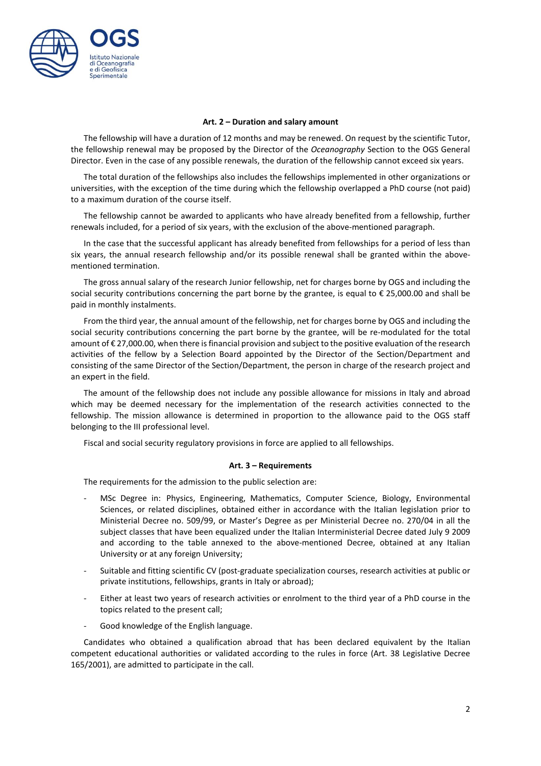**Art. 2 – Duration and salary amount**

The fellowship will have a duration of 12 months and may be renewed. On request by the scientific Tutor, the fellowship renewal may be proposed by the Director of the *Oceanography* Section to the OGS General Director. Even in the case of any possible renewals, the duration of the fellowship cannot exceed six years.

The total duration of the fellowships also includes the fellowships implemented in other organizations or universities, with the exception of the time during which the fellowship overlapped a PhD course (not paid) to a maximum duration of the course itself.

The fellowship cannot be awarded to applicants who have already benefited from a fellowship, further renewals included, for a period of six years, with the exclusion of the above-mentioned paragraph.

In the case that the successful applicant has already benefited from fellowships for a period of less than six years, the annual research fellowship and/or its possible renewal shall be granted within the above-mentioned termination.

The gross annual salary of the research Junior fellowship, net for charges borne by OGS and including the social security contributions concerning the part borne by the grantee, is equal to € 25,000.00 and shall be paid in monthly instalments.

From the third year, the annual amount of the fellowship, net for charges borne by OGS and including the social security contributions concerning the part borne by the grantee, will be re-modulated for the total amount of € 27,000.00, when there is financial provision and subject to the positive evaluation of the research activities of the fellow by a Selection Board appointed by the Director of the Section/Department and consisting of the same Director of the Section/Department, the person in charge of the research project and an expert in the field.

The amount of the fellowship does not include any possible allowance for missions in Italy and abroad which may be deemed necessary for the implementation of the research activities connected to the fellowship. The mission allowance is determined in proportion to the allowance paid to the OGS staff belonging to the III professional level.

Fiscal and social security regulatory provisions in force are applied to all fellowships.

**Art. 3 – Requirements**

The requirements for the admission to the public selection are:

- MSc Degree in: Physics, Engineering, Mathematics, Computer Science, Biology, Environmental Sciences, or related disciplines, obtained either in accordance with the Italian legislation prior to Ministerial Decree no. 509/99, or Master's Degree as per Ministerial Decree no. 270/04 in all the subject classes that have been equalized under the Italian Interministerial Decree dated July 9 2009 and according to the table annexed to the above-mentioned Decree, obtained at any Italian University or at any foreign University;
- Suitable and fitting scientific CV (post-graduate specialization courses, research activities at public or private institutions, fellowships, grants in Italy or abroad);
- Either at least two years of research activities or enrolment to the third year of a PhD course in the topics related to the present call;
- Good knowledge of the English language.

Candidates who obtained a qualification abroad that has been declared equivalent by the Italian competent educational authorities or validated according to the rules in force (Art. 38 Legislative Decree 165/2001), are admitted to participate in the call.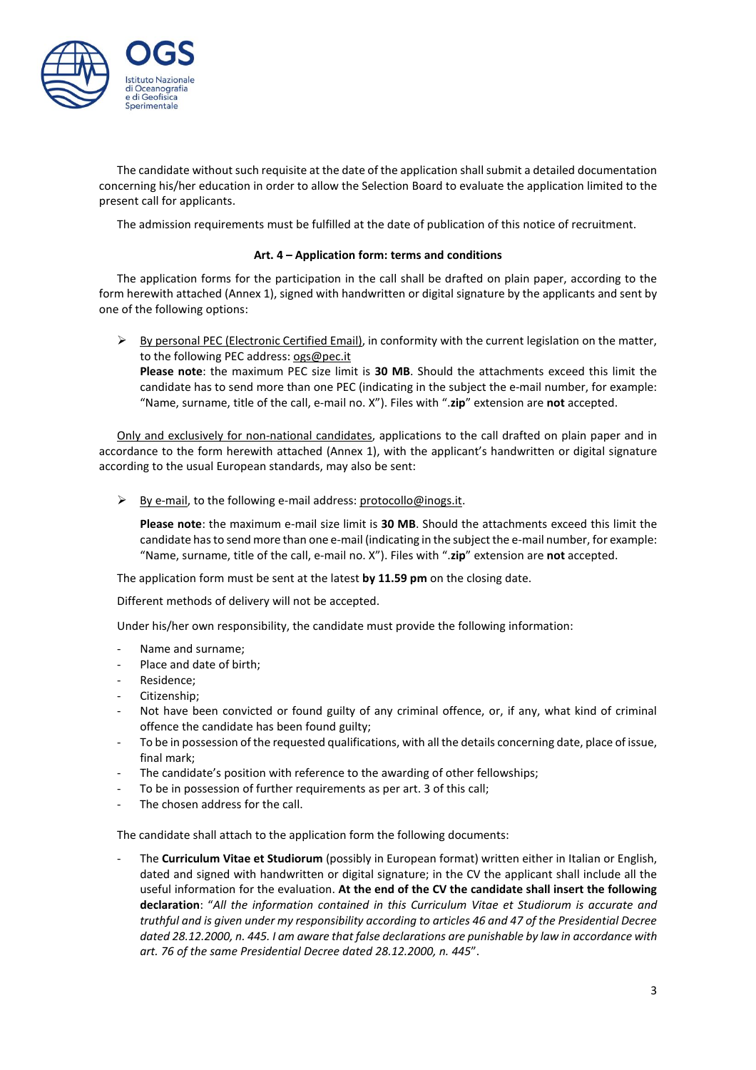The candidate without such requisite at the date of the application shall submit a detailed documentation concerning his/her education in order to allow the Selection Board to evaluate the application limited to the present call for applicants.

The admission requirements must be fulfilled at the date of publication of this notice of recruitment.

### Art. 4 – Application form: terms and conditions

The application forms for the participation in the call shall be drafted on plain paper, according to the form herewith attached (Annex 1), signed with handwritten or digital signature by the applicants and sent by one of the following options:

- By personal PEC (Electronic Certified Email), in conformity with the current legislation on the matter, to the following PEC address: ogs@pec.it
  **Please note**: the maximum PEC size limit is **30 MB**. Should the attachments exceed this limit the candidate has to send more than one PEC (indicating in the subject the e-mail number, for example: "Name, surname, title of the call, e-mail no. X"). Files with "**.zip**" extension are **not** accepted.

Only and exclusively for non-national candidates, applications to the call drafted on plain paper and in accordance to the form herewith attached (Annex 1), with the applicant's handwritten or digital signature according to the usual European standards, may also be sent:

- By e-mail, to the following e-mail address: protocollo@inogs.it.

  **Please note**: the maximum e-mail size limit is **30 MB**. Should the attachments exceed this limit the candidate has to send more than one e-mail (indicating in the subject the e-mail number, for example: "Name, surname, title of the call, e-mail no. X"). Files with "**.zip**" extension are **not** accepted.

The application form must be sent at the latest **by 11.59 pm** on the closing date.

Different methods of delivery will not be accepted.

Under his/her own responsibility, the candidate must provide the following information:

- Name and surname;
- Place and date of birth;
- Residence;
- Citizenship;
- Not have been convicted or found guilty of any criminal offence, or, if any, what kind of criminal offence the candidate has been found guilty;
- To be in possession of the requested qualifications, with all the details concerning date, place of issue, final mark;
- The candidate's position with reference to the awarding of other fellowships;
- To be in possession of further requirements as per art. 3 of this call;
- The chosen address for the call.

The candidate shall attach to the application form the following documents:

- The **Curriculum Vitae et Studiorum** (possibly in European format) written either in Italian or English, dated and signed with handwritten or digital signature; in the CV the applicant shall include all the useful information for the evaluation. **At the end of the CV the candidate shall insert the following declaration**: "*All the information contained in this Curriculum Vitae et Studiorum is accurate and truthful and is given under my responsibility according to articles 46 and 47 of the Presidential Decree dated 28.12.2000, n. 445. I am aware that false declarations are punishable by law in accordance with art. 76 of the same Presidential Decree dated 28.12.2000, n. 445*".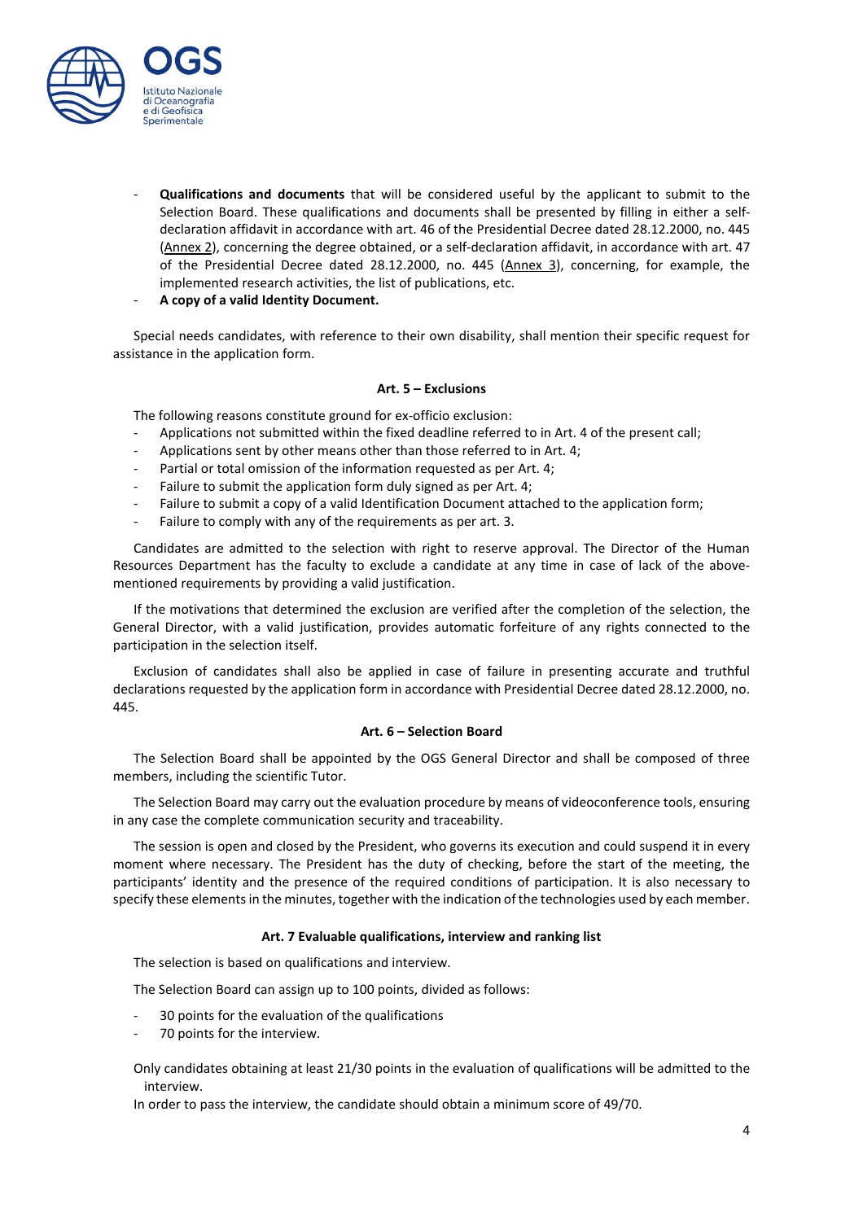- **Qualifications and documents** that will be considered useful by the applicant to submit to the Selection Board. These qualifications and documents shall be presented by filling in either a self-declaration affidavit in accordance with art. 46 of the Presidential Decree dated 28.12.2000, no. 445 (Annex 2), concerning the degree obtained, or a self-declaration affidavit, in accordance with art. 47 of the Presidential Decree dated 28.12.2000, no. 445 (Annex 3), concerning, for example, the implemented research activities, the list of publications, etc.
- **A copy of a valid Identity Document.**

Special needs candidates, with reference to their own disability, shall mention their specific request for assistance in the application form.

#### Art. 5 – Exclusions

The following reasons constitute ground for ex-officio exclusion:

- Applications not submitted within the fixed deadline referred to in Art. 4 of the present call;
- Applications sent by other means other than those referred to in Art. 4;
- Partial or total omission of the information requested as per Art. 4;
- Failure to submit the application form duly signed as per Art. 4;
- Failure to submit a copy of a valid Identification Document attached to the application form;
- Failure to comply with any of the requirements as per art. 3.

Candidates are admitted to the selection with right to reserve approval. The Director of the Human Resources Department has the faculty to exclude a candidate at any time in case of lack of the above-mentioned requirements by providing a valid justification.

If the motivations that determined the exclusion are verified after the completion of the selection, the General Director, with a valid justification, provides automatic forfeiture of any rights connected to the participation in the selection itself.

Exclusion of candidates shall also be applied in case of failure in presenting accurate and truthful declarations requested by the application form in accordance with Presidential Decree dated 28.12.2000, no. 445.

#### Art. 6 – Selection Board

The Selection Board shall be appointed by the OGS General Director and shall be composed of three members, including the scientific Tutor.

The Selection Board may carry out the evaluation procedure by means of videoconference tools, ensuring in any case the complete communication security and traceability.

The session is open and closed by the President, who governs its execution and could suspend it in every moment where necessary. The President has the duty of checking, before the start of the meeting, the participants' identity and the presence of the required conditions of participation. It is also necessary to specify these elements in the minutes, together with the indication of the technologies used by each member.

#### Art. 7 Evaluable qualifications, interview and ranking list

The selection is based on qualifications and interview.

The Selection Board can assign up to 100 points, divided as follows:

- 30 points for the evaluation of the qualifications
- 70 points for the interview.

Only candidates obtaining at least 21/30 points in the evaluation of qualifications will be admitted to the interview.

In order to pass the interview, the candidate should obtain a minimum score of 49/70.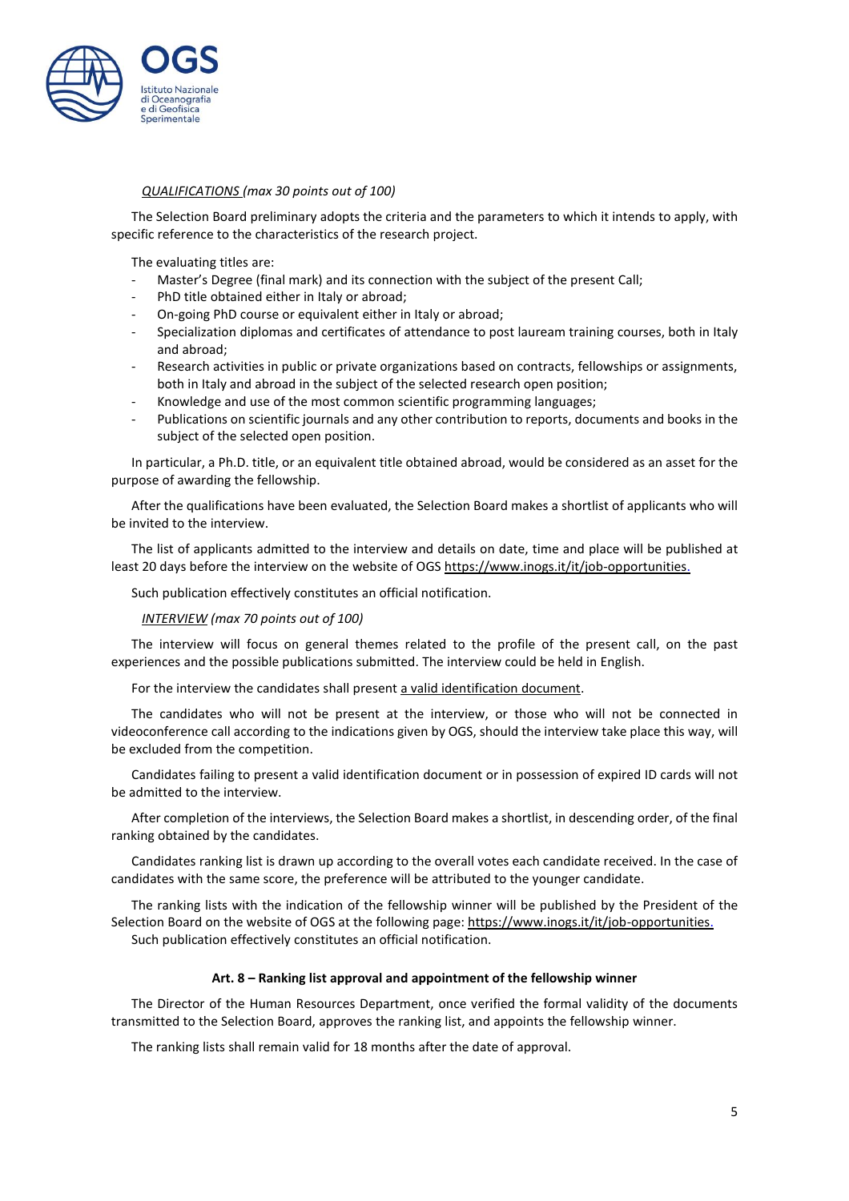*QUALIFICATIONS (max 30 points out of 100)*

The Selection Board preliminary adopts the criteria and the parameters to which it intends to apply, with specific reference to the characteristics of the research project.

The evaluating titles are:

- Master's Degree (final mark) and its connection with the subject of the present Call;
- PhD title obtained either in Italy or abroad;
- On-going PhD course or equivalent either in Italy or abroad;
- Specialization diplomas and certificates of attendance to post lauream training courses, both in Italy and abroad;
- Research activities in public or private organizations based on contracts, fellowships or assignments, both in Italy and abroad in the subject of the selected research open position;
- Knowledge and use of the most common scientific programming languages;
- Publications on scientific journals and any other contribution to reports, documents and books in the subject of the selected open position.

In particular, a Ph.D. title, or an equivalent title obtained abroad, would be considered as an asset for the purpose of awarding the fellowship.

After the qualifications have been evaluated, the Selection Board makes a shortlist of applicants who will be invited to the interview.

The list of applicants admitted to the interview and details on date, time and place will be published at least 20 days before the interview on the website of OGS https://www.inogs.it/it/job-opportunities.

Such publication effectively constitutes an official notification.

*INTERVIEW (max 70 points out of 100)*

The interview will focus on general themes related to the profile of the present call, on the past experiences and the possible publications submitted. The interview could be held in English.

For the interview the candidates shall present a valid identification document.

The candidates who will not be present at the interview, or those who will not be connected in videoconference call according to the indications given by OGS, should the interview take place this way, will be excluded from the competition.

Candidates failing to present a valid identification document or in possession of expired ID cards will not be admitted to the interview.

After completion of the interviews, the Selection Board makes a shortlist, in descending order, of the final ranking obtained by the candidates.

Candidates ranking list is drawn up according to the overall votes each candidate received. In the case of candidates with the same score, the preference will be attributed to the younger candidate.

The ranking lists with the indication of the fellowship winner will be published by the President of the Selection Board on the website of OGS at the following page: https://www.inogs.it/it/job-opportunities.
Such publication effectively constitutes an official notification.

## Art. 8 – Ranking list approval and appointment of the fellowship winner

The Director of the Human Resources Department, once verified the formal validity of the documents transmitted to the Selection Board, approves the ranking list, and appoints the fellowship winner.

The ranking lists shall remain valid for 18 months after the date of approval.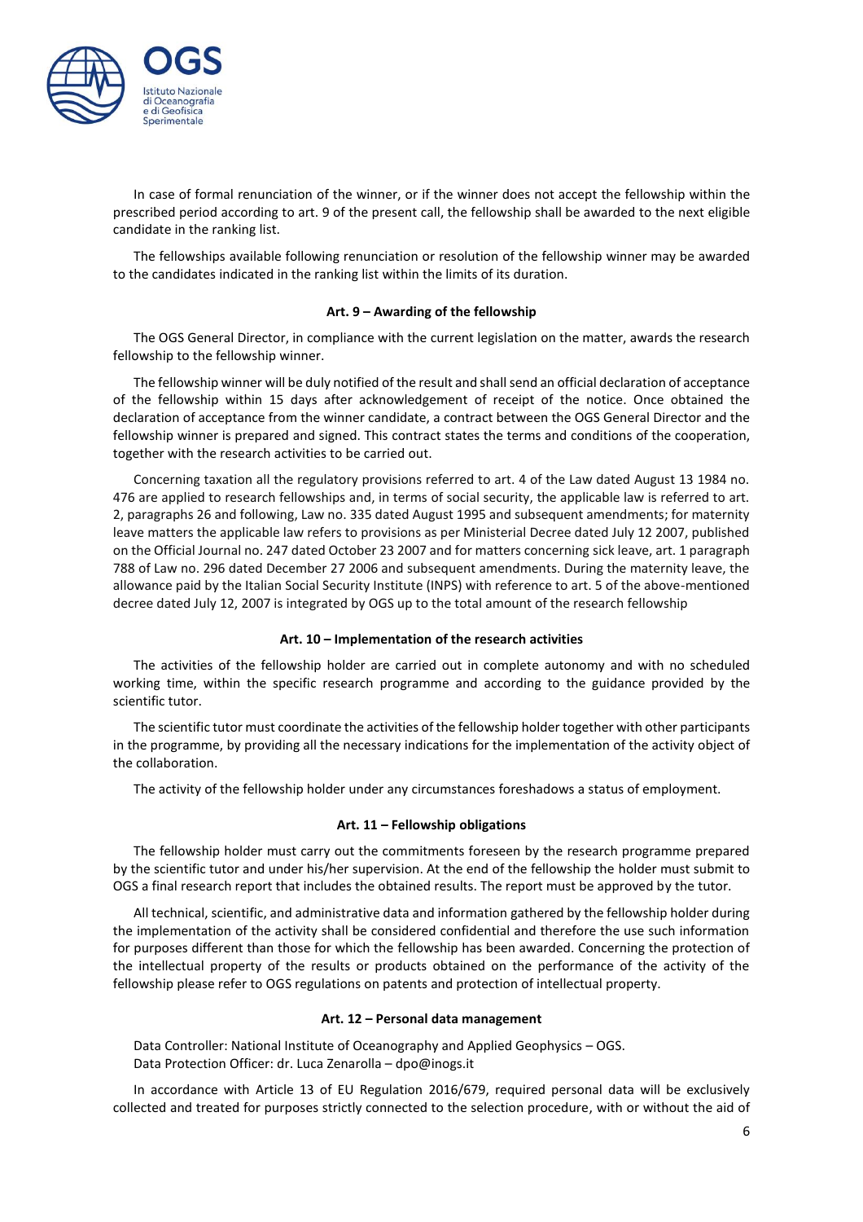In case of formal renunciation of the winner, or if the winner does not accept the fellowship within the prescribed period according to art. 9 of the present call, the fellowship shall be awarded to the next eligible candidate in the ranking list.

The fellowships available following renunciation or resolution of the fellowship winner may be awarded to the candidates indicated in the ranking list within the limits of its duration.

**Art. 9 – Awarding of the fellowship**

The OGS General Director, in compliance with the current legislation on the matter, awards the research fellowship to the fellowship winner.

The fellowship winner will be duly notified of the result and shall send an official declaration of acceptance of the fellowship within 15 days after acknowledgement of receipt of the notice. Once obtained the declaration of acceptance from the winner candidate, a contract between the OGS General Director and the fellowship winner is prepared and signed. This contract states the terms and conditions of the cooperation, together with the research activities to be carried out.

Concerning taxation all the regulatory provisions referred to art. 4 of the Law dated August 13 1984 no. 476 are applied to research fellowships and, in terms of social security, the applicable law is referred to art. 2, paragraphs 26 and following, Law no. 335 dated August 1995 and subsequent amendments; for maternity leave matters the applicable law refers to provisions as per Ministerial Decree dated July 12 2007, published on the Official Journal no. 247 dated October 23 2007 and for matters concerning sick leave, art. 1 paragraph 788 of Law no. 296 dated December 27 2006 and subsequent amendments. During the maternity leave, the allowance paid by the Italian Social Security Institute (INPS) with reference to art. 5 of the above-mentioned decree dated July 12, 2007 is integrated by OGS up to the total amount of the research fellowship

**Art. 10 – Implementation of the research activities**

The activities of the fellowship holder are carried out in complete autonomy and with no scheduled working time, within the specific research programme and according to the guidance provided by the scientific tutor.

The scientific tutor must coordinate the activities of the fellowship holder together with other participants in the programme, by providing all the necessary indications for the implementation of the activity object of the collaboration.

The activity of the fellowship holder under any circumstances foreshadows a status of employment.

**Art. 11 – Fellowship obligations**

The fellowship holder must carry out the commitments foreseen by the research programme prepared by the scientific tutor and under his/her supervision. At the end of the fellowship the holder must submit to OGS a final research report that includes the obtained results. The report must be approved by the tutor.

All technical, scientific, and administrative data and information gathered by the fellowship holder during the implementation of the activity shall be considered confidential and therefore the use such information for purposes different than those for which the fellowship has been awarded. Concerning the protection of the intellectual property of the results or products obtained on the performance of the activity of the fellowship please refer to OGS regulations on patents and protection of intellectual property.

**Art. 12 – Personal data management**

Data Controller: National Institute of Oceanography and Applied Geophysics – OGS.
Data Protection Officer: dr. Luca Zenarolla – dpo@inogs.it

In accordance with Article 13 of EU Regulation 2016/679, required personal data will be exclusively collected and treated for purposes strictly connected to the selection procedure, with or without the aid of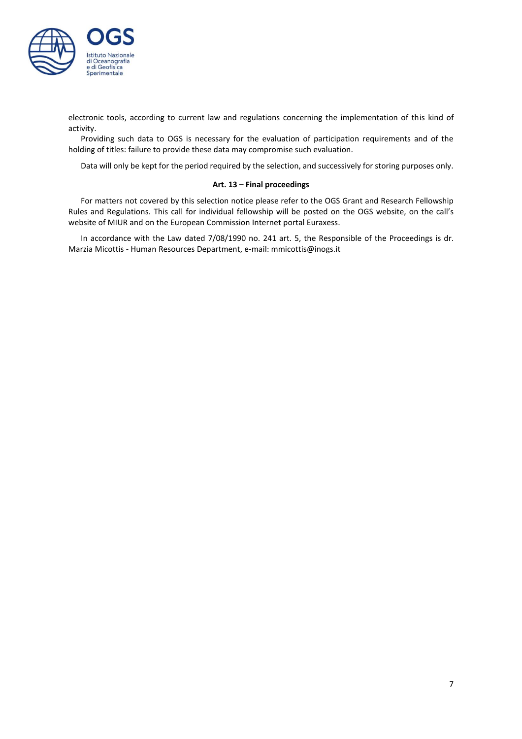electronic tools, according to current law and regulations concerning the implementation of this kind of activity.

Providing such data to OGS is necessary for the evaluation of participation requirements and of the holding of titles: failure to provide these data may compromise such evaluation.

Data will only be kept for the period required by the selection, and successively for storing purposes only.

**Art. 13 – Final proceedings**

For matters not covered by this selection notice please refer to the OGS Grant and Research Fellowship Rules and Regulations. This call for individual fellowship will be posted on the OGS website, on the call's website of MIUR and on the European Commission Internet portal Euraxess.

In accordance with the Law dated 7/08/1990 no. 241 art. 5, the Responsible of the Proceedings is dr. Marzia Micottis - Human Resources Department, e-mail: mmicottis@inogs.it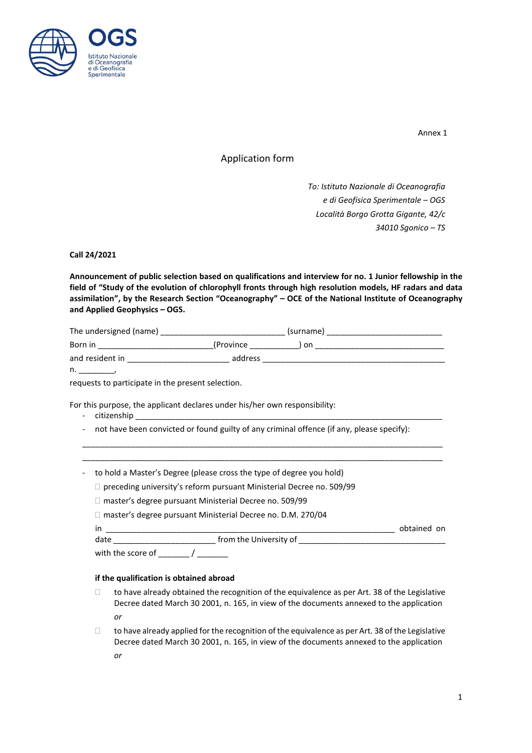Annex 1

Application form

*To: Istituto Nazionale di Oceanografia*
*e di Geofisica Sperimentale – OGS*
*Località Borgo Grotta Gigante, 42/c*
*34010 Sgonico – TS*

**Call 24/2021**

**Announcement of public selection based on qualifications and interview for no. 1 Junior fellowship in the field of "Study of the evolution of chlorophyll fronts through high resolution models, HF radars and data assimilation", by the Research Section "Oceanography" – OCE of the National Institute of Oceanography and Applied Geophysics – OGS.**

The undersigned (name) ___________________________ (surname) _________________________
Born in _________________________(Province __________) on ____________________________
and resident in ______________________ address _________________________________________
n. ________,
requests to participate in the present selection.

For this purpose, the applicant declares under his/her own responsibility:

- citizenship ___________________________________________________________________
- not have been convicted or found guilty of any criminal offence (if any, please specify):

_______________________________________________________________________________

_______________________________________________________________________________

- to hold a Master's Degree (please cross the type of degree you hold)

  ☐ preceding university's reform pursuant Ministerial Decree no. 509/99

  ☐ master's degree pursuant Ministerial Decree no. 509/99

  ☐ master's degree pursuant Ministerial Decree no. D.M. 270/04

  in ________________________________________________________________ obtained on date ______________________ from the University of _______________________________

  with the score of _______ / _______

**if the qualification is obtained abroad**

☐ to have already obtained the recognition of the equivalence as per Art. 38 of the Legislative Decree dated March 30 2001, n. 165, in view of the documents annexed to the application

*or*

☐ to have already applied for the recognition of the equivalence as per Art. 38 of the Legislative Decree dated March 30 2001, n. 165, in view of the documents annexed to the application

*or*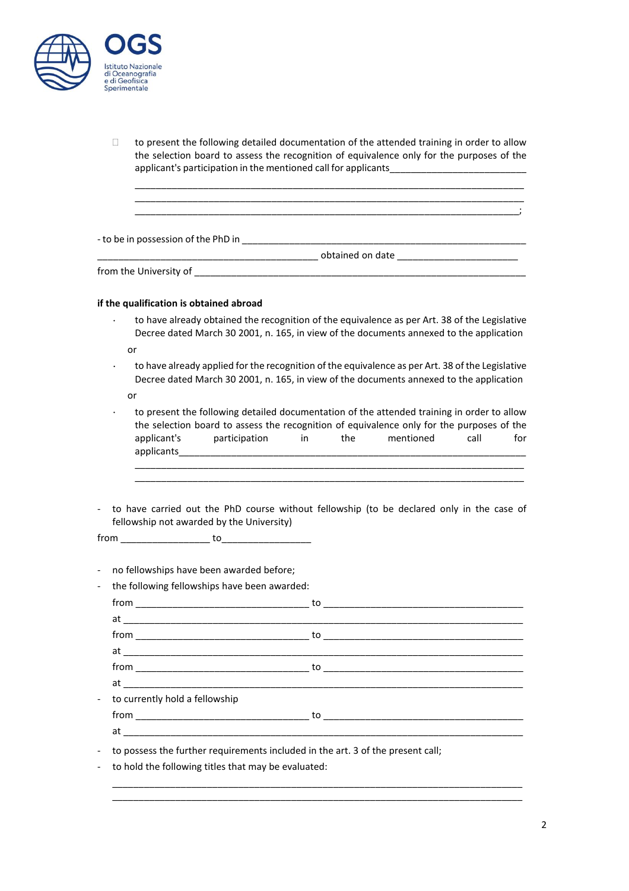- ☐ to present the following detailed documentation of the attended training in order to allow the selection board to assess the recognition of equivalence only for the purposes of the applicant's participation in the mentioned call for applicants_________________________
  ___________________________________________________________________________
  ___________________________________________________________________________
  ___________________________________________________________________________;

- to be in possession of the PhD in ___________________________________________________________
_____________________________________________ obtained on date ______________________
from the University of _______________________________________________________________

**if the qualification is obtained abroad**

- to have already obtained the recognition of the equivalence as per Art. 38 of the Legislative Decree dated March 30 2001, n. 165, in view of the documents annexed to the application

  or

- to have already applied for the recognition of the equivalence as per Art. 38 of the Legislative Decree dated March 30 2001, n. 165, in view of the documents annexed to the application

  or

- to present the following detailed documentation of the attended training in order to allow the selection board to assess the recognition of equivalence only for the purposes of the applicant's participation in the mentioned call for applicants______________________________________________________________________
  ___________________________________________________________________________
  ___________________________________________________________________________

- to have carried out the PhD course without fellowship (to be declared only in the case of fellowship not awarded by the University)

from _________________ to_________________

- no fellowships have been awarded before;
- the following fellowships have been awarded:

  from _________________________________ to ______________________________________
  at ___________________________________________________________________________
  from _________________________________ to ______________________________________
  at ___________________________________________________________________________
  from _________________________________ to ______________________________________
  at ___________________________________________________________________________
- to currently hold a fellowship

  from _________________________________ to ______________________________________
  at ___________________________________________________________________________
- to possess the further requirements included in the art. 3 of the present call;
- to hold the following titles that may be evaluated:

  ___________________________________________________________________________
  ___________________________________________________________________________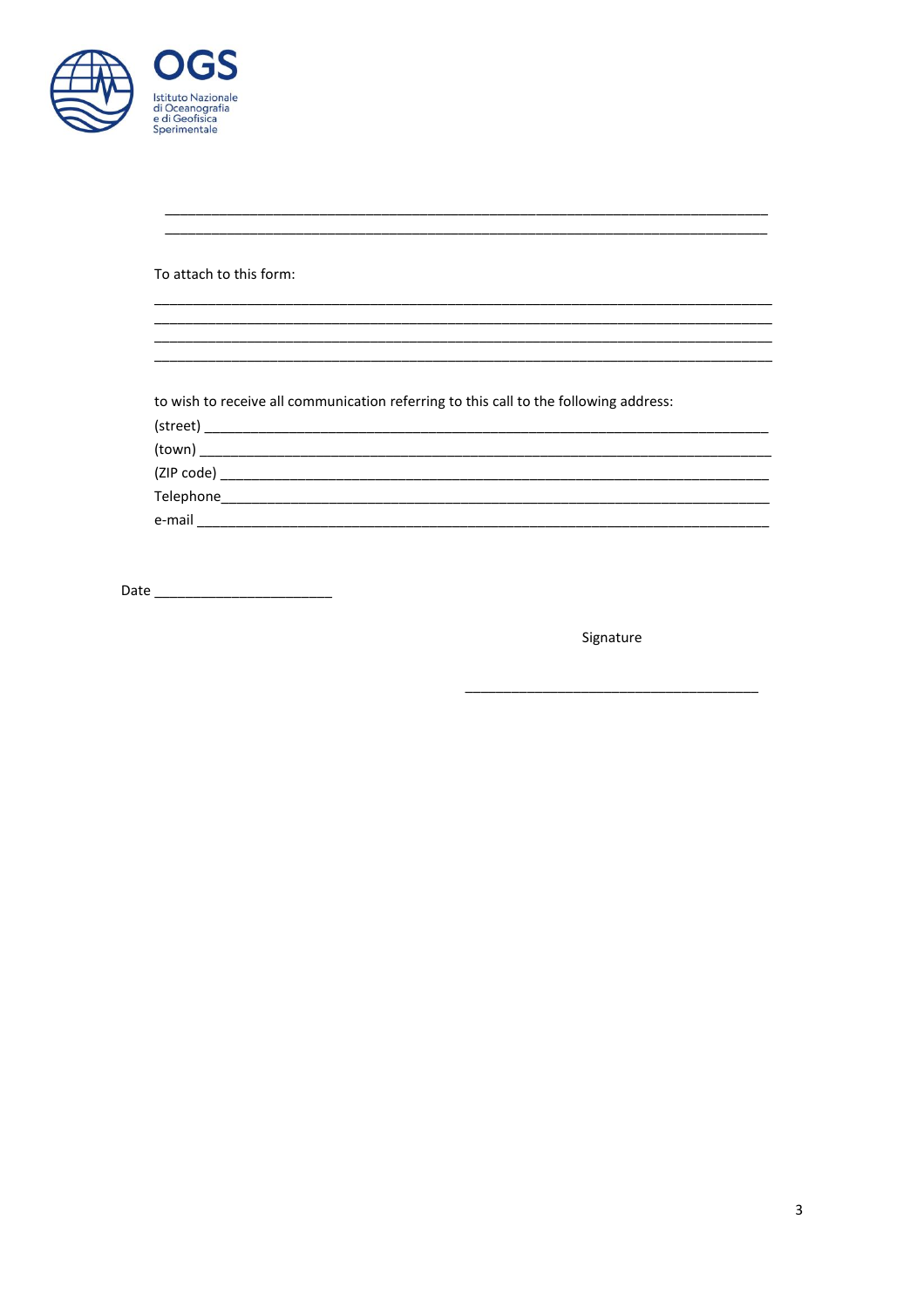____________________________________________________________________________
____________________________________________________________________________

To attach to this form:

____________________________________________________________________________
____________________________________________________________________________
____________________________________________________________________________
____________________________________________________________________________

to wish to receive all communication referring to this call to the following address:

(street) ____________________________________________________________________

(town) _____________________________________________________________________

(ZIP code) __________________________________________________________________

Telephone___________________________________________________________________

e-mail ______________________________________________________________________

Date ______________________

Signature

_____________________________________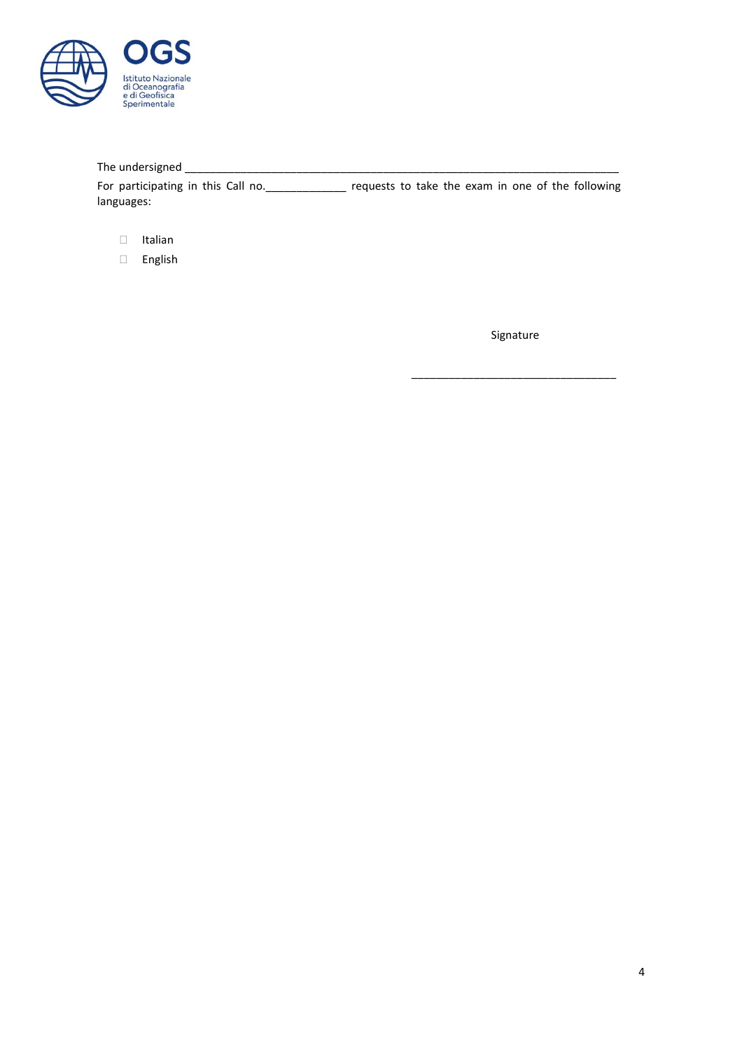The undersigned ___________________________________________________________________________

For participating in this Call no._____________ requests to take the exam in one of the following languages:

- ☐ Italian
- ☐ English

Signature

___________________________________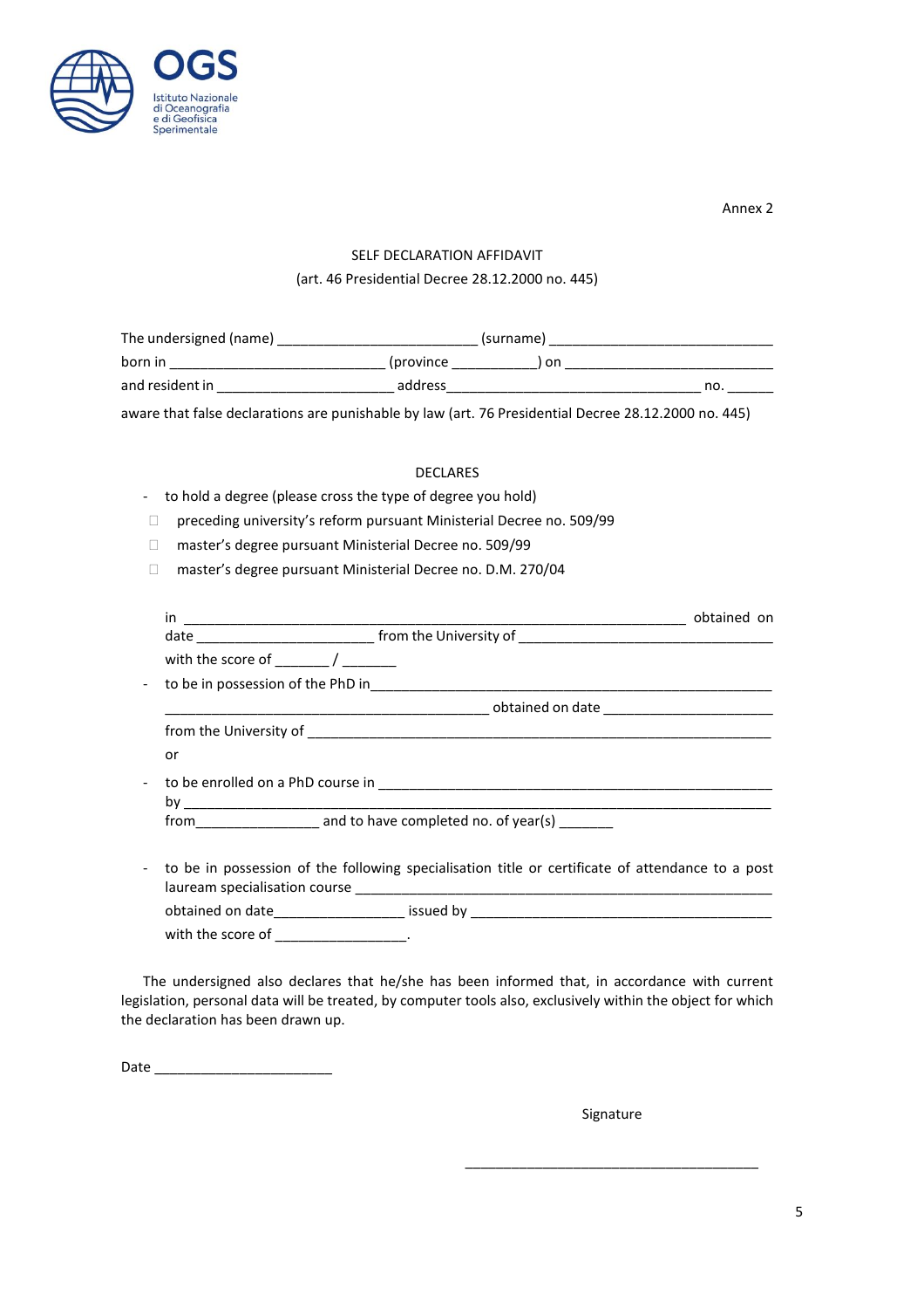OGS

Istituto Nazionale di Oceanografia e di Geofisica Sperimentale

Annex 2

SELF DECLARATION AFFIDAVIT

(art. 46 Presidential Decree 28.12.2000 no. 445)

The undersigned (name) __________________________ (surname) _____________________________

born in ____________________________ (province ___________) on ___________________________

and resident in _______________________ address_________________________________ no. ______

aware that false declarations are punishable by law (art. 76 Presidential Decree 28.12.2000 no. 445)

DECLARES

- to hold a degree (please cross the type of degree you hold)
  - ☐ preceding university's reform pursuant Ministerial Decree no. 509/99
  - ☐ master's degree pursuant Ministerial Decree no. 509/99
  - ☐ master's degree pursuant Ministerial Decree no. D.M. 270/04

  in _________________________________________________________________ obtained on date ________________________ from the University of _________________________________

  with the score of _______ / _______

- to be in possession of the PhD in_____________________________________________________

  __________________________________________ obtained on date ______________________

  from the University of _______________________________________________________________

  or

- to be enrolled on a PhD course in ___________________________________________________

  by _________________________________________________________________________

  from________________ and to have completed no. of year(s) _______

- to be in possession of the following specialisation title or certificate of attendance to a post laueam specialisation course _______________________________________________________

  obtained on date________________ issued by _______________________________________

  with the score of _________________.

The undersigned also declares that he/she has been informed that, in accordance with current legislation, personal data will be treated, by computer tools also, exclusively within the object for which the declaration has been drawn up.

Date _______________________

Signature

_______________________________________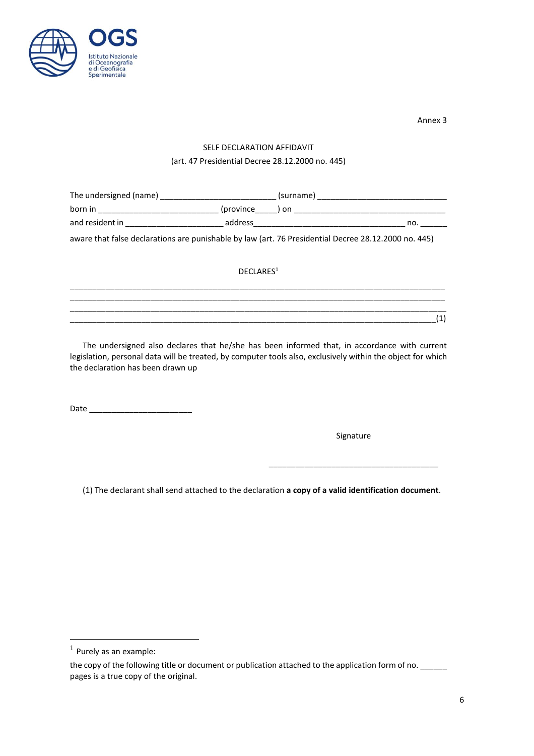OGS

Istituto Nazionale di Oceanografia e di Geofisica Sperimentale

Annex 3

SELF DECLARATION AFFIDAVIT

(art. 47 Presidential Decree 28.12.2000 no. 445)

The undersigned (name) _________________________ (surname) ____________________________

born in __________________________ (province_____) on _________________________________

and resident in _____________________ address________________________________ no. ______

aware that false declarations are punishable by law (art. 76 Presidential Decree 28.12.2000 no. 445)

DECLARES[1]

______________________________________________________________________________

______________________________________________________________________________

______________________________________________________________________________

______________________________________________________________________________(1)

The undersigned also declares that he/she has been informed that, in accordance with current legislation, personal data will be treated, by computer tools also, exclusively within the object for which the declaration has been drawn up

Date ______________________

Signature

____________________________________

(1) The declarant shall send attached to the declaration **a copy of a valid identification document**.

[1] Purely as an example:

the copy of the following title or document or publication attached to the application form of no. ______ pages is a true copy of the original.